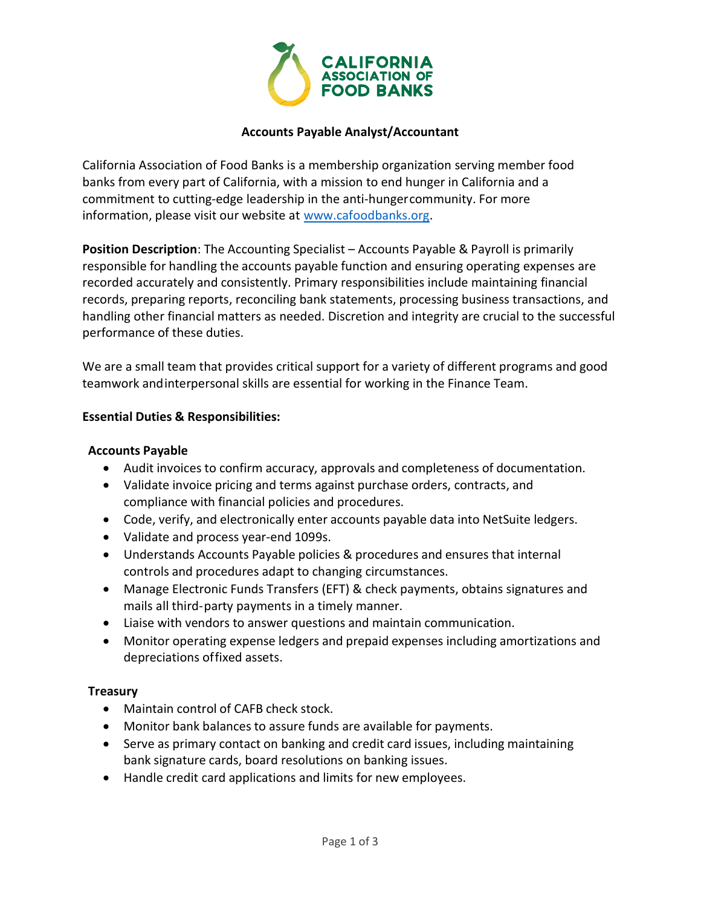CALIFORNIA ASSOCIATION OF FOOD BANKS

**Accounts Payable Analyst/Accountant**

California Association of Food Banks is a membership organization serving member food banks from every part of California, with a mission to end hunger in California and a commitment to cutting-edge leadership in the anti-hunger community. For more information, please visit our website at [www.cafoodbanks.org](http://www.cafoodbanks.org).

**Position Description**: The Accounting Specialist – Accounts Payable & Payroll is primarily responsible for handling the accounts payable function and ensuring operating expenses are recorded accurately and consistently. Primary responsibilities include maintaining financial records, preparing reports, reconciling bank statements, processing business transactions, and handling other financial matters as needed. Discretion and integrity are crucial to the successful performance of these duties.

We are a small team that provides critical support for a variety of different programs and good teamwork and interpersonal skills are essential for working in the Finance Team.

**Essential Duties & Responsibilities:**

**Accounts Payable**

- Audit invoices to confirm accuracy, approvals and completeness of documentation.
- Validate invoice pricing and terms against purchase orders, contracts, and compliance with financial policies and procedures.
- Code, verify, and electronically enter accounts payable data into NetSuite ledgers.
- Validate and process year-end 1099s.
- Understands Accounts Payable policies & procedures and ensures that internal controls and procedures adapt to changing circumstances.
- Manage Electronic Funds Transfers (EFT) & check payments, obtains signatures and mails all third-party payments in a timely manner.
- Liaise with vendors to answer questions and maintain communication.
- Monitor operating expense ledgers and prepaid expenses including amortizations and depreciations of fixed assets.

**Treasury**

- Maintain control of CAFB check stock.
- Monitor bank balances to assure funds are available for payments.
- Serve as primary contact on banking and credit card issues, including maintaining bank signature cards, board resolutions on banking issues.
- Handle credit card applications and limits for new employees.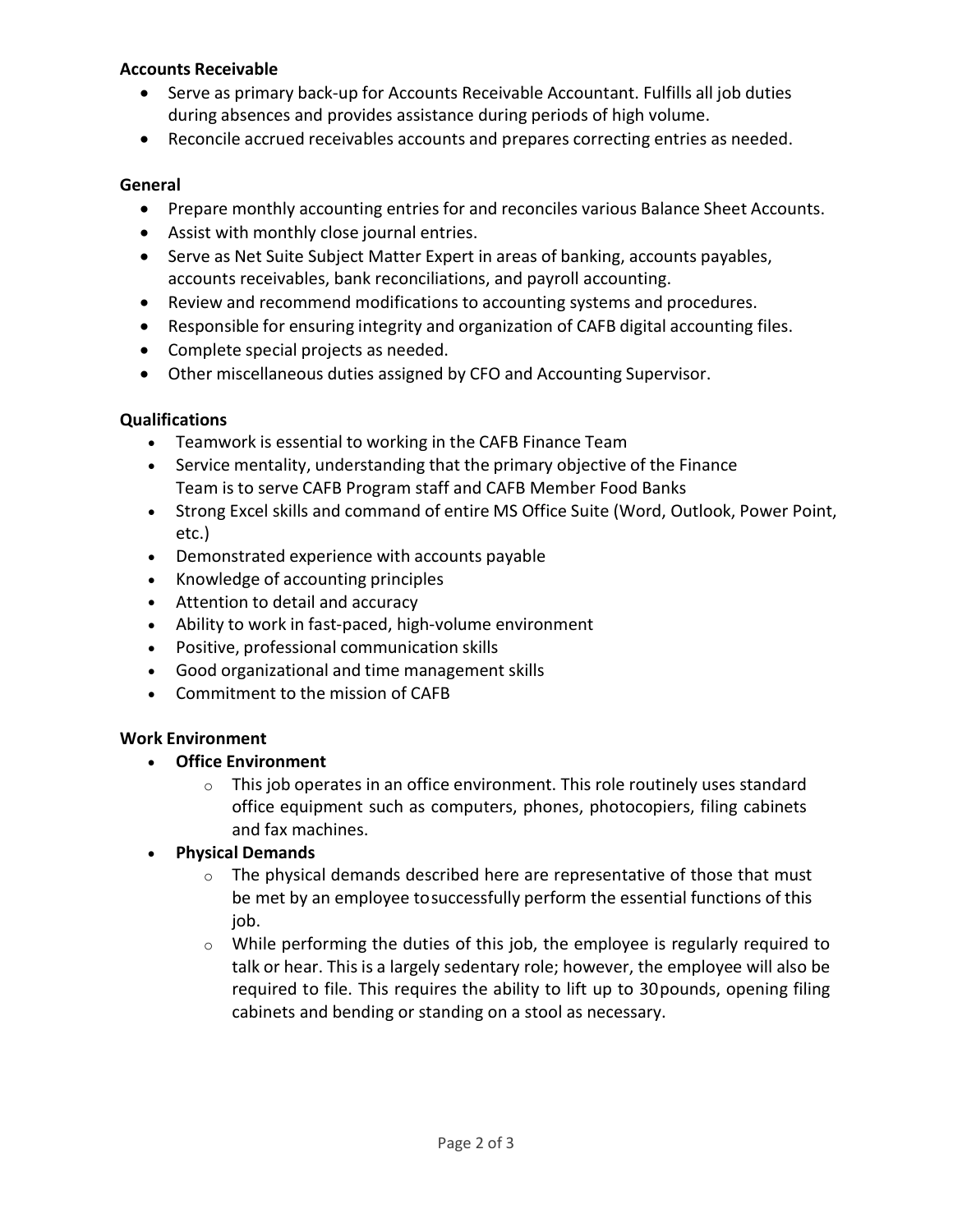**Accounts Receivable**

- Serve as primary back-up for Accounts Receivable Accountant. Fulfills all job duties during absences and provides assistance during periods of high volume.
- Reconcile accrued receivables accounts and prepares correcting entries as needed.

**General**

- Prepare monthly accounting entries for and reconciles various Balance Sheet Accounts.
- Assist with monthly close journal entries.
- Serve as Net Suite Subject Matter Expert in areas of banking, accounts payables, accounts receivables, bank reconciliations, and payroll accounting.
- Review and recommend modifications to accounting systems and procedures.
- Responsible for ensuring integrity and organization of CAFB digital accounting files.
- Complete special projects as needed.
- Other miscellaneous duties assigned by CFO and Accounting Supervisor.

**Qualifications**

- Teamwork is essential to working in the CAFB Finance Team
- Service mentality, understanding that the primary objective of the Finance Team is to serve CAFB Program staff and CAFB Member Food Banks
- Strong Excel skills and command of entire MS Office Suite (Word, Outlook, Power Point, etc.)
- Demonstrated experience with accounts payable
- Knowledge of accounting principles
- Attention to detail and accuracy
- Ability to work in fast-paced, high-volume environment
- Positive, professional communication skills
- Good organizational and time management skills
- Commitment to the mission of CAFB

**Work Environment**

- **Office Environment**
  - This job operates in an office environment. This role routinely uses standard office equipment such as computers, phones, photocopiers, filing cabinets and fax machines.
- **Physical Demands**
  - The physical demands described here are representative of those that must be met by an employee to successfully perform the essential functions of this job.
  - While performing the duties of this job, the employee is regularly required to talk or hear. This is a largely sedentary role; however, the employee will also be required to file. This requires the ability to lift up to 30 pounds, opening filing cabinets and bending or standing on a stool as necessary.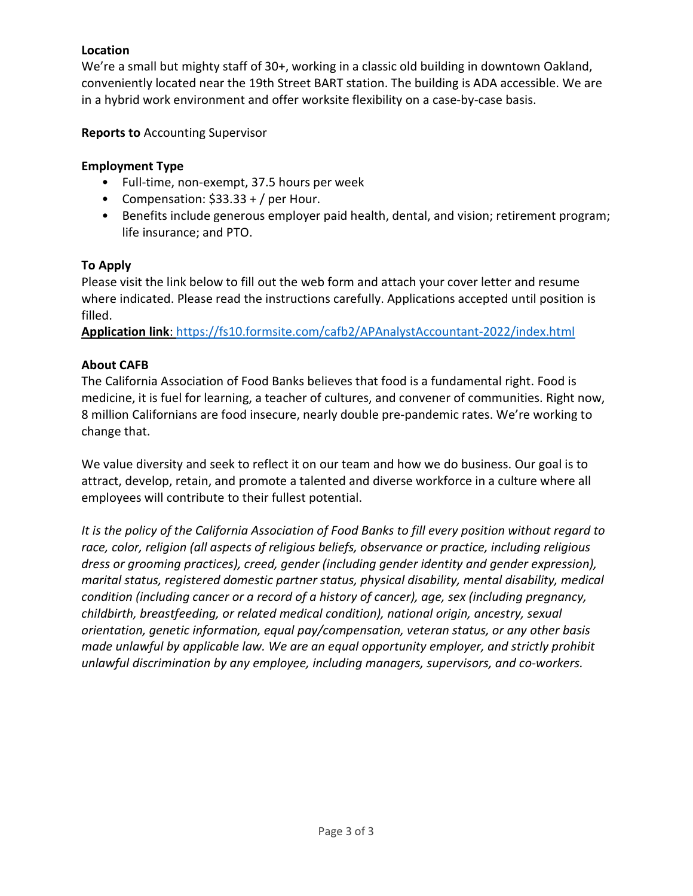**Location**
We're a small but mighty staff of 30+, working in a classic old building in downtown Oakland, conveniently located near the 19th Street BART station. The building is ADA accessible. We are in a hybrid work environment and offer worksite flexibility on a case-by-case basis.

**Reports to** Accounting Supervisor

**Employment Type**

- Full-time, non-exempt, 37.5 hours per week
- Compensation: $33.33 + / per Hour.
- Benefits include generous employer paid health, dental, and vision; retirement program; life insurance; and PTO.

**To Apply**
Please visit the link below to fill out the web form and attach your cover letter and resume where indicated. Please read the instructions carefully. Applications accepted until position is filled.
**Application link**: https://fs10.formsite.com/cafb2/APAnalystAccountant-2022/index.html

**About CAFB**
The California Association of Food Banks believes that food is a fundamental right. Food is medicine, it is fuel for learning, a teacher of cultures, and convener of communities. Right now, 8 million Californians are food insecure, nearly double pre-pandemic rates. We're working to change that.

We value diversity and seek to reflect it on our team and how we do business. Our goal is to attract, develop, retain, and promote a talented and diverse workforce in a culture where all employees will contribute to their fullest potential.

*It is the policy of the California Association of Food Banks to fill every position without regard to race, color, religion (all aspects of religious beliefs, observance or practice, including religious dress or grooming practices), creed, gender (including gender identity and gender expression), marital status, registered domestic partner status, physical disability, mental disability, medical condition (including cancer or a record of a history of cancer), age, sex (including pregnancy, childbirth, breastfeeding, or related medical condition), national origin, ancestry, sexual orientation, genetic information, equal pay/compensation, veteran status, or any other basis made unlawful by applicable law. We are an equal opportunity employer, and strictly prohibit unlawful discrimination by any employee, including managers, supervisors, and co-workers.*